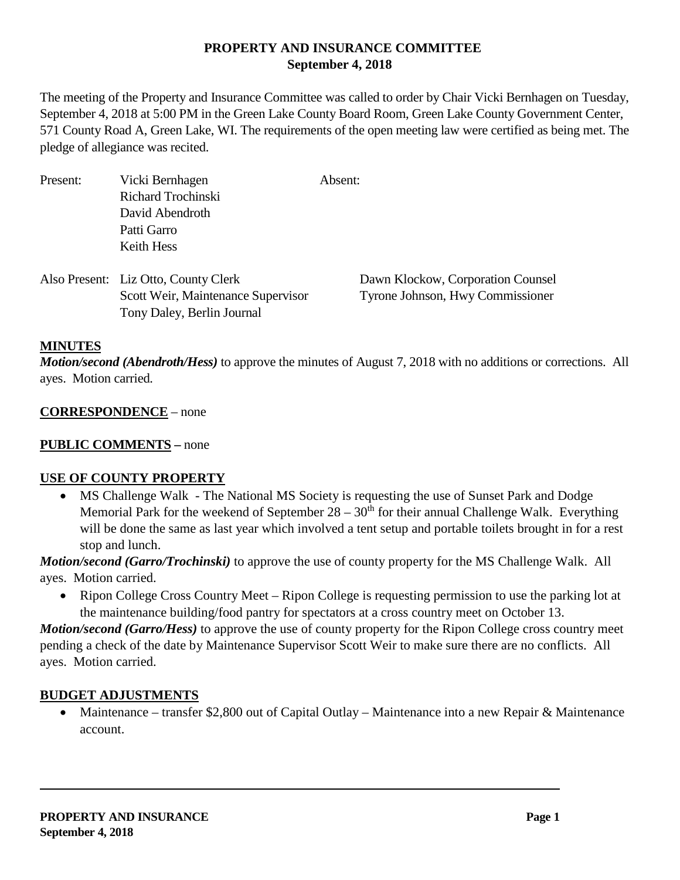# PROPERTY AND INSURANCE COMMITTEE
**September 4, 2018**

The meeting of the Property and Insurance Committee was called to order by Chair Vicki Bernhagen on Tuesday, September 4, 2018 at 5:00 PM in the Green Lake County Board Room, Green Lake County Government Center, 571 County Road A, Green Lake, WI. The requirements of the open meeting law were certified as being met. The pledge of allegiance was recited.

| Present: | | Absent: |
|---|---|---|
| | Vicki Bernhagen | |
| | Richard Trochinski | |
| | David Abendroth | |
| | Patti Garro | |
| | Keith Hess | |

| Also Present: | | |
|---|---|---|
| | Liz Otto, County Clerk | Dawn Klockow, Corporation Counsel |
| | Scott Weir, Maintenance Supervisor | Tyrone Johnson, Hwy Commissioner |
| | Tony Daley, Berlin Journal | |

**MINUTES**

***Motion/second (Abendroth/Hess)*** to approve the minutes of August 7, 2018 with no additions or corrections. All ayes. Motion carried.

**CORRESPONDENCE** – none

**PUBLIC COMMENTS –** none

**USE OF COUNTY PROPERTY**

- MS Challenge Walk - The National MS Society is requesting the use of Sunset Park and Dodge Memorial Park for the weekend of September 28 – 30th for their annual Challenge Walk. Everything will be done the same as last year which involved a tent setup and portable toilets brought in for a rest stop and lunch.

***Motion/second (Garro/Trochinski)*** to approve the use of county property for the MS Challenge Walk. All ayes. Motion carried.

- Ripon College Cross Country Meet – Ripon College is requesting permission to use the parking lot at the maintenance building/food pantry for spectators at a cross country meet on October 13.

***Motion/second (Garro/Hess)*** to approve the use of county property for the Ripon College cross country meet pending a check of the date by Maintenance Supervisor Scott Weir to make sure there are no conflicts. All ayes. Motion carried.

**BUDGET ADJUSTMENTS**

- Maintenance – transfer $2,800 out of Capital Outlay – Maintenance into a new Repair & Maintenance account.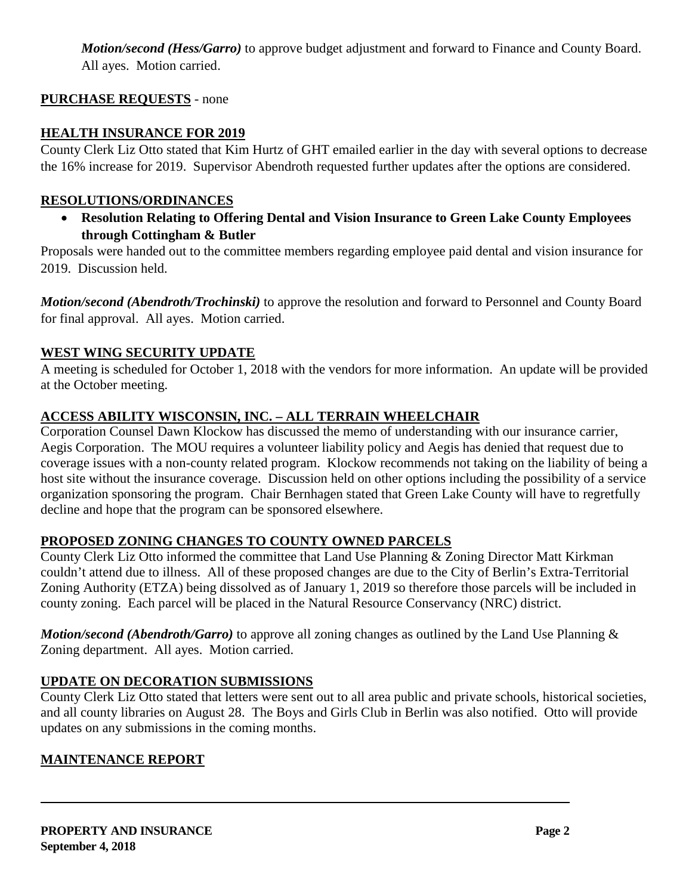***Motion/second (Hess/Garro)*** to approve budget adjustment and forward to Finance and County Board. All ayes. Motion carried.

**PURCHASE REQUESTS** - none

**HEALTH INSURANCE FOR 2019**

County Clerk Liz Otto stated that Kim Hurtz of GHT emailed earlier in the day with several options to decrease the 16% increase for 2019. Supervisor Abendroth requested further updates after the options are considered.

**RESOLUTIONS/ORDINANCES**

- **Resolution Relating to Offering Dental and Vision Insurance to Green Lake County Employees through Cottingham & Butler**

Proposals were handed out to the committee members regarding employee paid dental and vision insurance for 2019. Discussion held.

***Motion/second (Abendroth/Trochinski)*** to approve the resolution and forward to Personnel and County Board for final approval. All ayes. Motion carried.

**WEST WING SECURITY UPDATE**

A meeting is scheduled for October 1, 2018 with the vendors for more information. An update will be provided at the October meeting.

**ACCESS ABILITY WISCONSIN, INC. – ALL TERRAIN WHEELCHAIR**

Corporation Counsel Dawn Klockow has discussed the memo of understanding with our insurance carrier, Aegis Corporation. The MOU requires a volunteer liability policy and Aegis has denied that request due to coverage issues with a non-county related program. Klockow recommends not taking on the liability of being a host site without the insurance coverage. Discussion held on other options including the possibility of a service organization sponsoring the program. Chair Bernhagen stated that Green Lake County will have to regretfully decline and hope that the program can be sponsored elsewhere.

**PROPOSED ZONING CHANGES TO COUNTY OWNED PARCELS**

County Clerk Liz Otto informed the committee that Land Use Planning & Zoning Director Matt Kirkman couldn't attend due to illness. All of these proposed changes are due to the City of Berlin's Extra-Territorial Zoning Authority (ETZA) being dissolved as of January 1, 2019 so therefore those parcels will be included in county zoning. Each parcel will be placed in the Natural Resource Conservancy (NRC) district.

***Motion/second (Abendroth/Garro)*** to approve all zoning changes as outlined by the Land Use Planning & Zoning department. All ayes. Motion carried.

**UPDATE ON DECORATION SUBMISSIONS**

County Clerk Liz Otto stated that letters were sent out to all area public and private schools, historical societies, and all county libraries on August 28. The Boys and Girls Club in Berlin was also notified. Otto will provide updates on any submissions in the coming months.

**MAINTENANCE REPORT**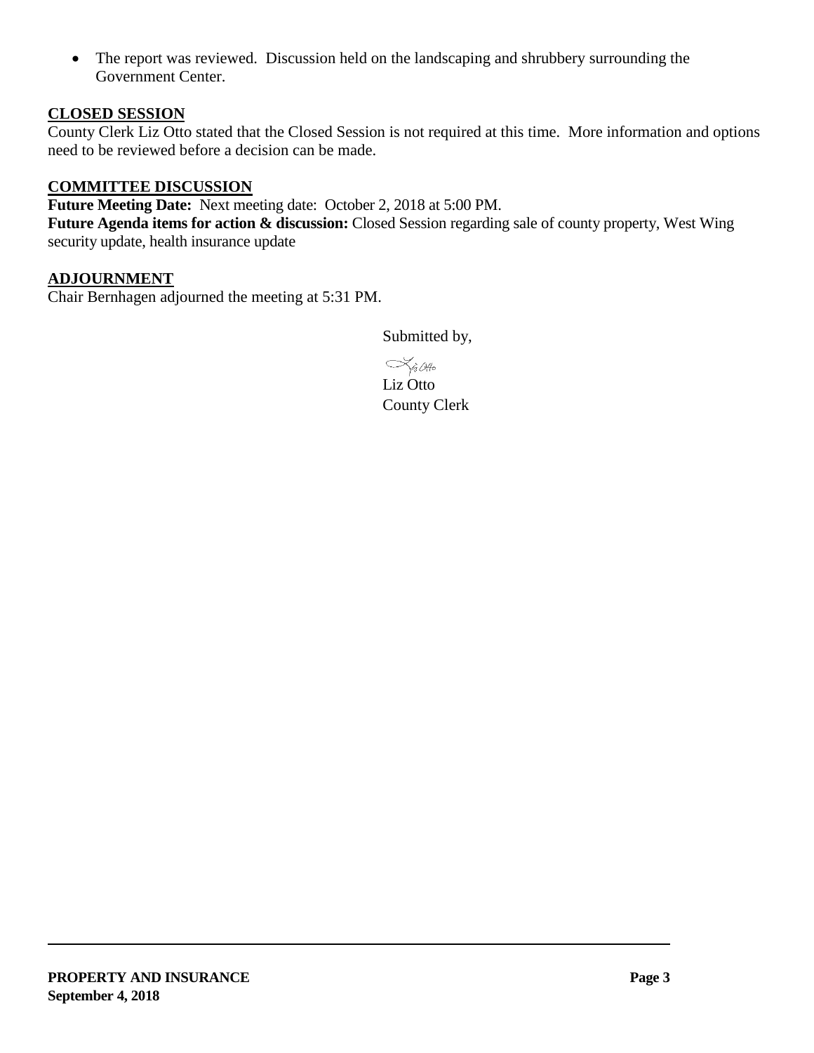- The report was reviewed. Discussion held on the landscaping and shrubbery surrounding the Government Center.

## CLOSED SESSION

County Clerk Liz Otto stated that the Closed Session is not required at this time. More information and options need to be reviewed before a decision can be made.

## COMMITTEE DISCUSSION

**Future Meeting Date:** Next meeting date: October 2, 2018 at 5:00 PM.
**Future Agenda items for action & discussion:** Closed Session regarding sale of county property, West Wing security update, health insurance update

## ADJOURNMENT

Chair Bernhagen adjourned the meeting at 5:31 PM.

Submitted by,

Liz Otto
County Clerk